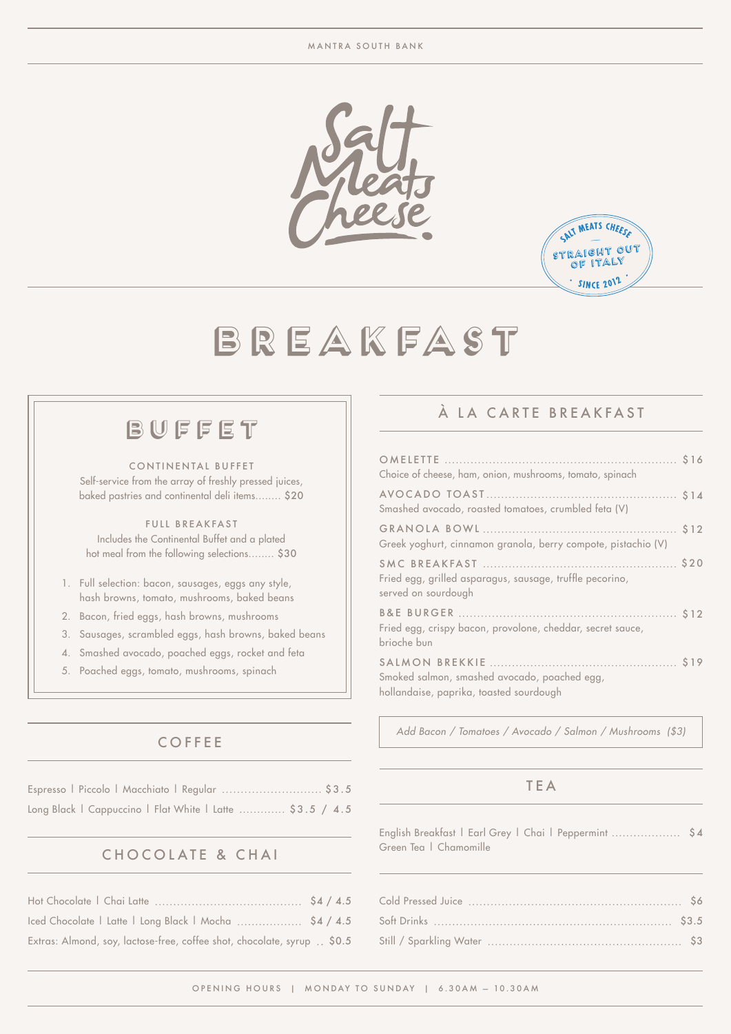MANTRA SOUTH BANK

# Salt Meats Cheese

SALT MEATS CHEESE — STRAIGHT OUT OF ITALY — SINCE 2012

# BREAKFAST

## BUFFET

### CONTINENTAL BUFFET

Self-service from the array of freshly pressed juices, baked pastries and continental deli items........ $20

### FULL BREAKFAST

Includes the Continental Buffet and a plated hot meal from the following selections........ $30

1. Full selection: bacon, sausages, eggs any style, hash browns, tomato, mushrooms, baked beans
2. Bacon, fried eggs, hash browns, mushrooms
3. Sausages, scrambled eggs, hash browns, baked beans
4. Smashed avocado, poached eggs, rocket and feta
5. Poached eggs, tomato, mushrooms, spinach

## COFFEE

Espresso | Piccolo | Macchiato | Regular ........................... $3.5

Long Black | Cappuccino | Flat White | Latte ............. $3.5 / 4.5

## CHOCOLATE & CHAI

Hot Chocolate | Chai Latte ........................................ $4 / 4.5

Iced Chocolate | Latte | Long Black | Mocha .................. $4 / 4.5

Extras: Almond, soy, lactose-free, coffee shot, chocolate, syrup .. $0.5

## À LA CARTE BREAKFAST

OMELETTE ............................................................. $16
Choice of cheese, ham, onion, mushrooms, tomato, spinach

AVOCADO TOAST.................................................. $14
Smashed avocado, roasted tomatoes, crumbled feta (V)

GRANOLA BOWL ................................................... $12
Greek yoghurt, cinnamon granola, berry compote, pistachio (V)

SMC BREAKFAST .................................................. $20
Fried egg, grilled asparagus, sausage, truffle pecorino, served on sourdough

B&E BURGER ......................................................... $12
Fried egg, crispy bacon, provolone, cheddar, secret sauce, brioche bun

SALMON BREKKIE ................................................. $19
Smoked salmon, smashed avocado, poached egg, hollandaise, paprika, toasted sourdough

*Add Bacon / Tomatoes / Avocado / Salmon / Mushrooms ($3)*

## TEA

English Breakfast | Earl Grey | Chai | Peppermint .................. $4
Green Tea | Chamomille

Cold Pressed Juice ........................................................ $6

Soft Drinks ................................................................ $3.5

Still / Sparkling Water .................................................. $3

OPENING HOURS | MONDAY TO SUNDAY | 6.30AM – 10.30AM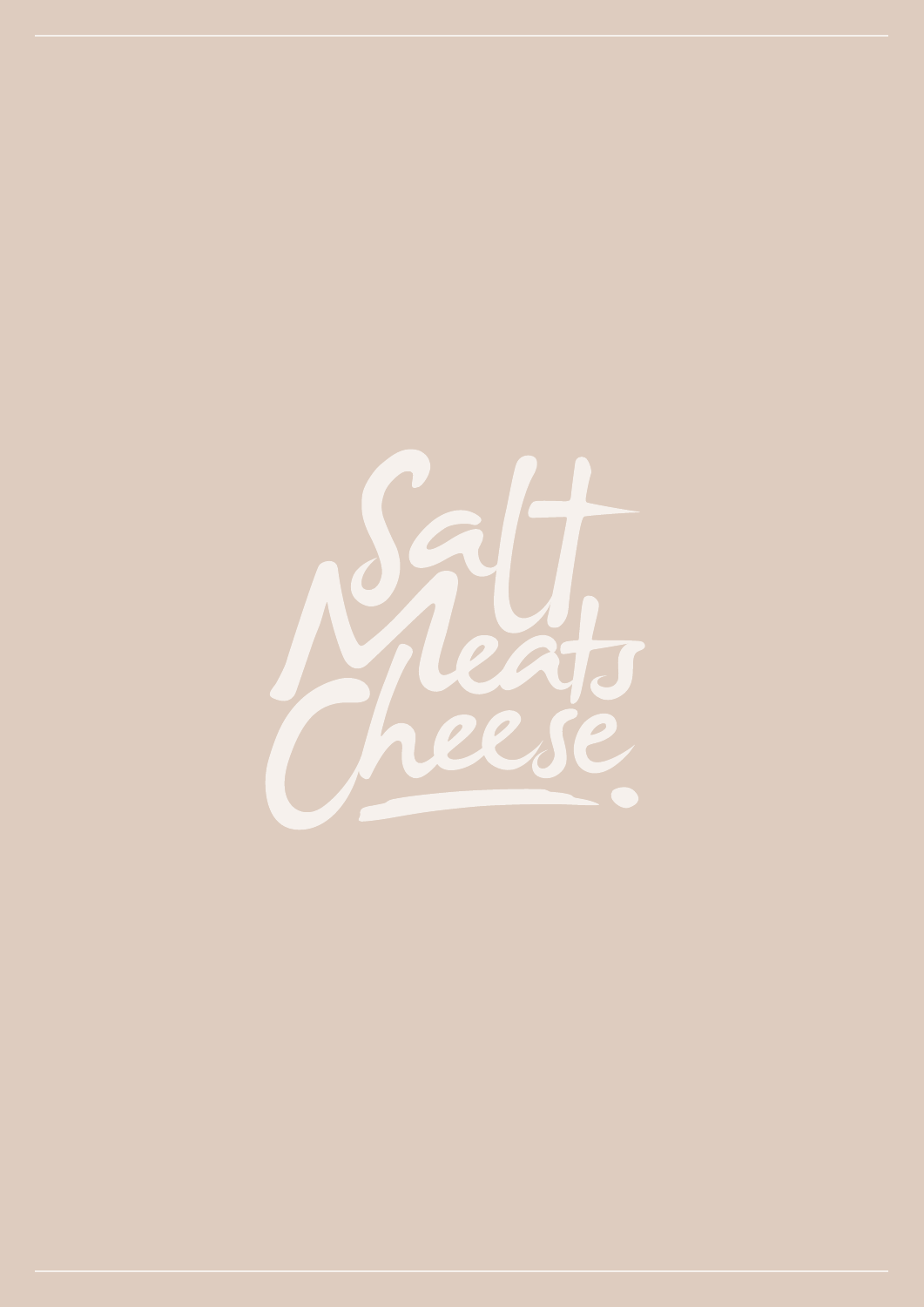Salt Meats Cheese.